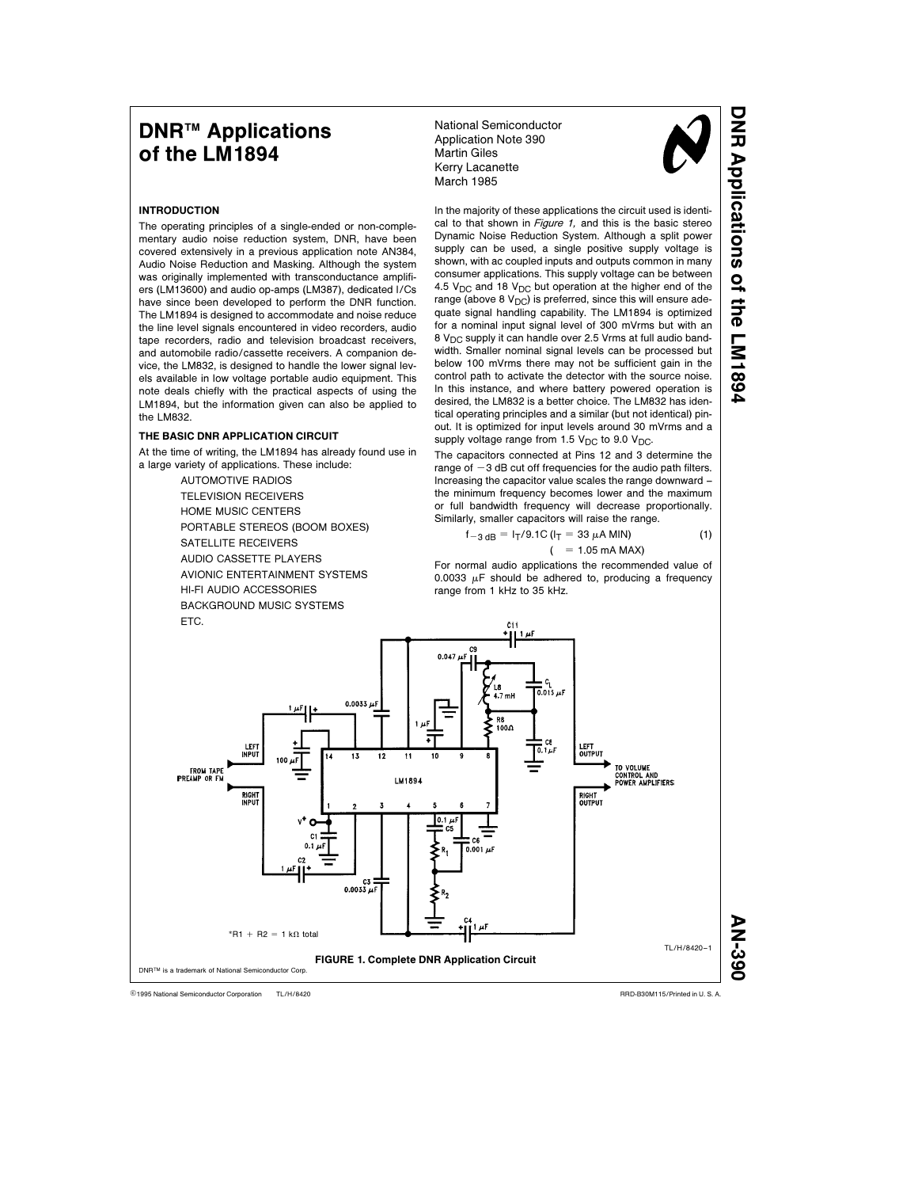# DNR™ Applications of the LM1894

National Semiconductor
Application Note 390
Martin Giles
Kerry Lacanette
March 1985

## INTRODUCTION

The operating principles of a single-ended or non-complementary audio noise reduction system, DNR, have been covered extensively in a previous application note AN384, Audio Noise Reduction and Masking. Although the system was originally implemented with transconductance amplifiers (LM13600) and audio op-amps (LM387), dedicated I/Cs have since been developed to perform the DNR function. The LM1894 is designed to accommodate and noise reduce the line level signals encountered in video recorders, audio tape recorders, radio and television broadcast receivers, and automobile radio/cassette receivers. A companion device, the LM832, is designed to handle the lower signal levels available in low voltage portable audio equipment. This note deals chiefly with the practical aspects of using the LM1894, but the information given can also be applied to the LM832.

## THE BASIC DNR APPLICATION CIRCUIT

At the time of writing, the LM1894 has already found use in a large variety of applications. These include:

- AUTOMOTIVE RADIOS
- TELEVISION RECEIVERS
- HOME MUSIC CENTERS
- PORTABLE STEREOS (BOOM BOXES)
- SATELLITE RECEIVERS
- AUDIO CASSETTE PLAYERS
- AVIONIC ENTERTAINMENT SYSTEMS
- HI-FI AUDIO ACCESSORIES
- BACKGROUND MUSIC SYSTEMS
- ETC.

In the majority of these applications the circuit used is identical to that shown in *Figure 1,* and this is the basic stereo Dynamic Noise Reduction System. Although a split power supply can be used, a single positive supply voltage is shown, with ac coupled inputs and outputs common in many consumer applications. This supply voltage can be between 4.5 $V_{DC}$ and 18 $V_{DC}$ but operation at the higher end of the range (above 8 $V_{DC}$) is preferred, since this will ensure adequate signal handling capability. The LM1894 is optimized for a nominal input signal level of 300 mVrms but with an 8 $V_{DC}$ supply it can handle over 2.5 Vrms at full audio bandwidth. Smaller nominal signal levels can be processed but below 100 mVrms there may not be sufficient gain in the control path to activate the detector with the source noise. In this instance, and where battery powered operation is desired, the LM832 is a better choice. The LM832 has identical operating principles and a similar (but not identical) pinout. It is optimized for input levels around 30 mVrms and a supply voltage range from 1.5 $V_{DC}$ to 9.0 $V_{DC}$.

The capacitors connected at Pins 12 and 3 determine the range of −3 dB cut off frequencies for the audio path filters. Increasing the capacitor value scales the range downward – the minimum frequency becomes lower and the maximum or full bandwidth frequency will decrease proportionally. Similarly, smaller capacitors will raise the range.

$$f_{-3\,dB} = I_T/9.1C \quad (I_T = 33\ \mu A\ \text{MIN}) \qquad (1)$$
$$(\quad = 1.05\ \text{mA MAX})$$

For normal audio applications the recommended value of 0.0033 μF should be adhered to, producing a frequency range from 1 kHz to 35 kHz.

*R1 + R2 = 1 kΩ total

TL/H/8420–1

**FIGURE 1. Complete DNR Application Circuit**

DNR™ is a trademark of National Semiconductor Corp.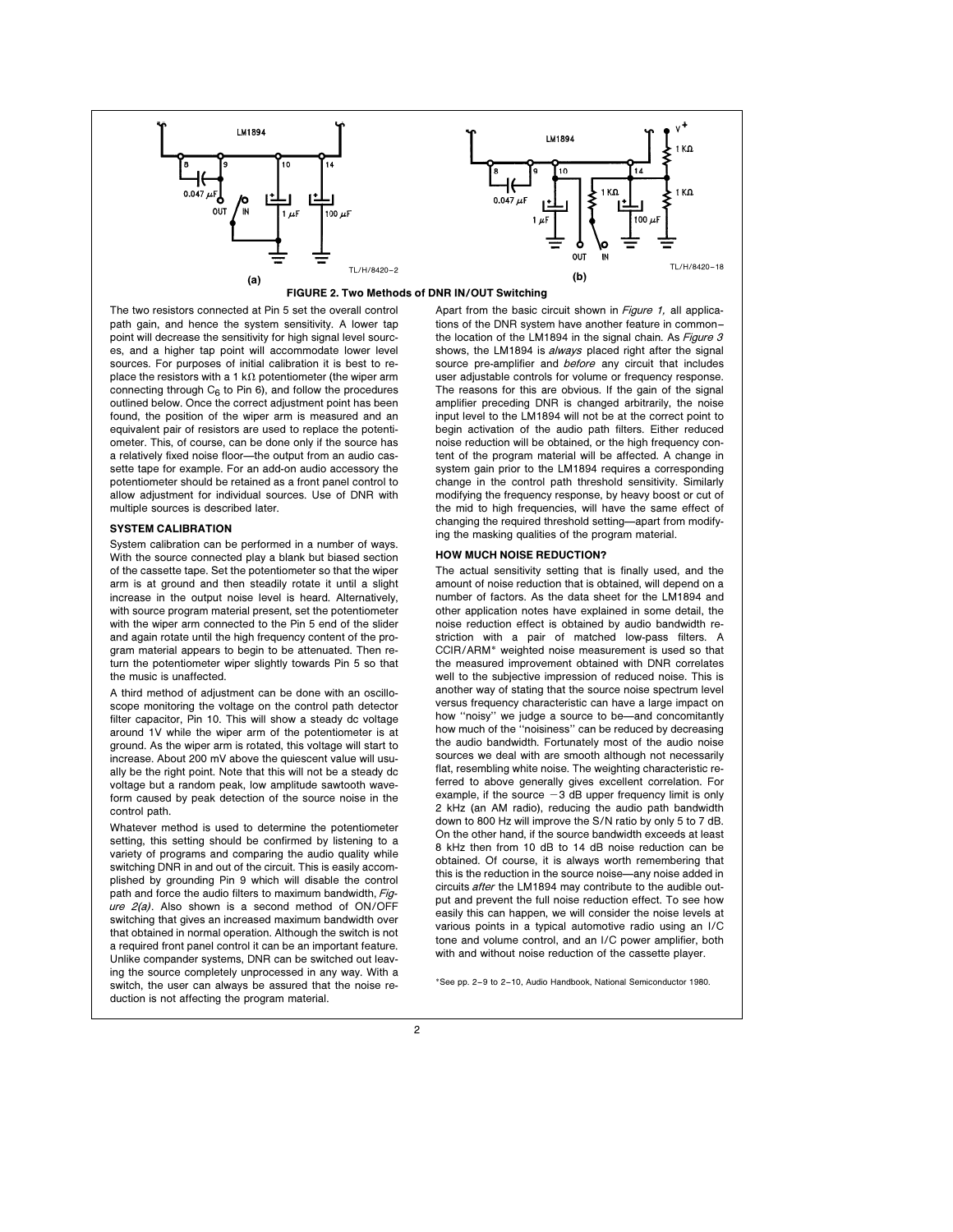**FIGURE 2. Two Methods of DNR IN/OUT Switching**

The two resistors connected at Pin 5 set the overall control path gain, and hence the system sensitivity. A lower tap point will decrease the sensitivity for high signal level sources, and a higher tap point will accommodate lower level sources. For purposes of initial calibration it is best to replace the resistors with a 1 kΩ potentiometer (the wiper arm connecting through $C_6$ to Pin 6), and follow the procedures outlined below. Once the correct adjustment point has been found, the position of the wiper arm is measured and an equivalent pair of resistors are used to replace the potentiometer. This, of course, can be done only if the source has a relatively fixed noise floor—the output from an audio cassette tape for example. For an add-on audio accessory the potentiometer should be retained as a front panel control to allow adjustment for individual sources. Use of DNR with multiple sources is described later.

### SYSTEM CALIBRATION

System calibration can be performed in a number of ways. With the source connected play a blank but biased section of the cassette tape. Set the potentiometer so that the wiper arm is at ground and then steadily rotate it until a slight increase in the output noise level is heard. Alternatively, with source program material present, set the potentiometer with the wiper arm connected to the Pin 5 end of the slider and again rotate until the high frequency content of the program material appears to begin to be attenuated. Then return the potentiometer wiper slightly towards Pin 5 so that the music is unaffected.

A third method of adjustment can be done with an oscilloscope monitoring the voltage on the control path detector filter capacitor, Pin 10. This will show a steady dc voltage around 1V while the wiper arm of the potentiometer is at ground. As the wiper arm is rotated, this voltage will start to increase. About 200 mV above the quiescent value will usually be the right point. Note that this will not be a steady dc voltage but a random peak, low amplitude sawtooth waveform caused by peak detection of the source noise in the control path.

Whatever method is used to determine the potentiometer setting, this setting should be confirmed by listening to a variety of programs and comparing the audio quality while switching DNR in and out of the circuit. This is easily accomplished by grounding Pin 9 which will disable the control path and force the audio filters to maximum bandwidth, *Figure 2(a)*. Also shown is a second method of ON/OFF switching that gives an increased maximum bandwidth over that obtained in normal operation. Although the switch is not a required front panel control it can be an important feature. Unlike compander systems, DNR can be switched out leaving the source completely unprocessed in any way. With a switch, the user can always be assured that the noise reduction is not affecting the program material.

Apart from the basic circuit shown in *Figure 1*, all applications of the DNR system have another feature in common—the location of the LM1894 in the signal chain. As *Figure 3* shows, the LM1894 is *always* placed right after the signal source pre-amplifier and *before* any circuit that includes user adjustable controls for volume or frequency response. The reasons for this are obvious. If the gain of the signal amplifier preceding DNR is changed arbitrarily, the noise input level to the LM1894 will not be at the correct point to begin activation of the audio path filters. Either reduced noise reduction will be obtained, or the high frequency content of the program material will be affected. A change in system gain prior to the LM1894 requires a corresponding change in the control path threshold sensitivity. Similarly modifying the frequency response, by heavy boost or cut of the mid to high frequencies, will have the same effect of changing the required threshold setting—apart from modifying the masking qualities of the program material.

### HOW MUCH NOISE REDUCTION?

The actual sensitivity setting that is finally used, and the amount of noise reduction that is obtained, will depend on a number of factors. As the data sheet for the LM1894 and other application notes have explained in some detail, the noise reduction effect is obtained by audio bandwidth restriction with a pair of matched low-pass filters. A CCIR/ARM* weighted noise measurement is used so that the measured improvement obtained with DNR correlates well to the subjective impression of reduced noise. This is another way of stating that the source noise spectrum level versus frequency characteristic can have a large impact on how "noisy" we judge a source to be—and concomitantly how much of the "noisiness" can be reduced by decreasing the audio bandwidth. Fortunately most of the audio noise sources we deal with are smooth although not necessarily flat, resembling white noise. The weighting characteristic referred to above generally gives excellent correlation. For example, if the source −3 dB upper frequency limit is only 2 kHz (an AM radio), reducing the audio path bandwidth down to 800 Hz will improve the S/N ratio by only 5 to 7 dB. On the other hand, if the source bandwidth exceeds at least 8 kHz then from 10 dB to 14 dB noise reduction can be obtained. Of course, it is always worth remembering that this is the reduction in the source noise—any noise added in circuits *after* the LM1894 may contribute to the audible output and prevent the full noise reduction effect. To see how easily this can happen, we will consider the noise levels at various points in a typical automotive radio using an I/C tone and volume control, and an I/C power amplifier, both with and without noise reduction of the cassette player.

*See pp. 2-9 to 2-10, Audio Handbook, National Semiconductor 1980.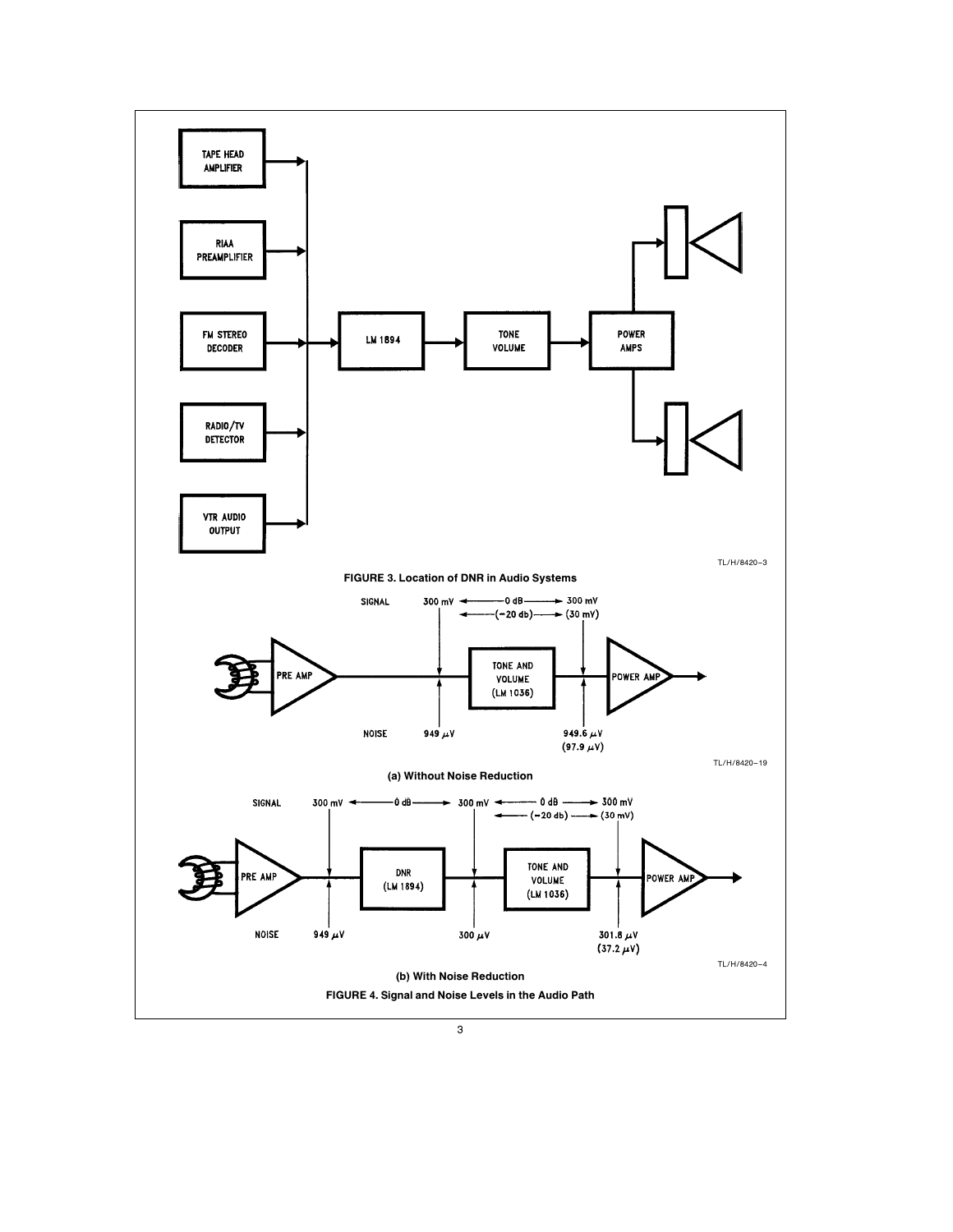TL/H/8420–3

**FIGURE 3. Location of DNR in Audio Systems**

TL/H/8420–19

**(a) Without Noise Reduction**

TL/H/8420–4

**(b) With Noise Reduction**

**FIGURE 4. Signal and Noise Levels in the Audio Path**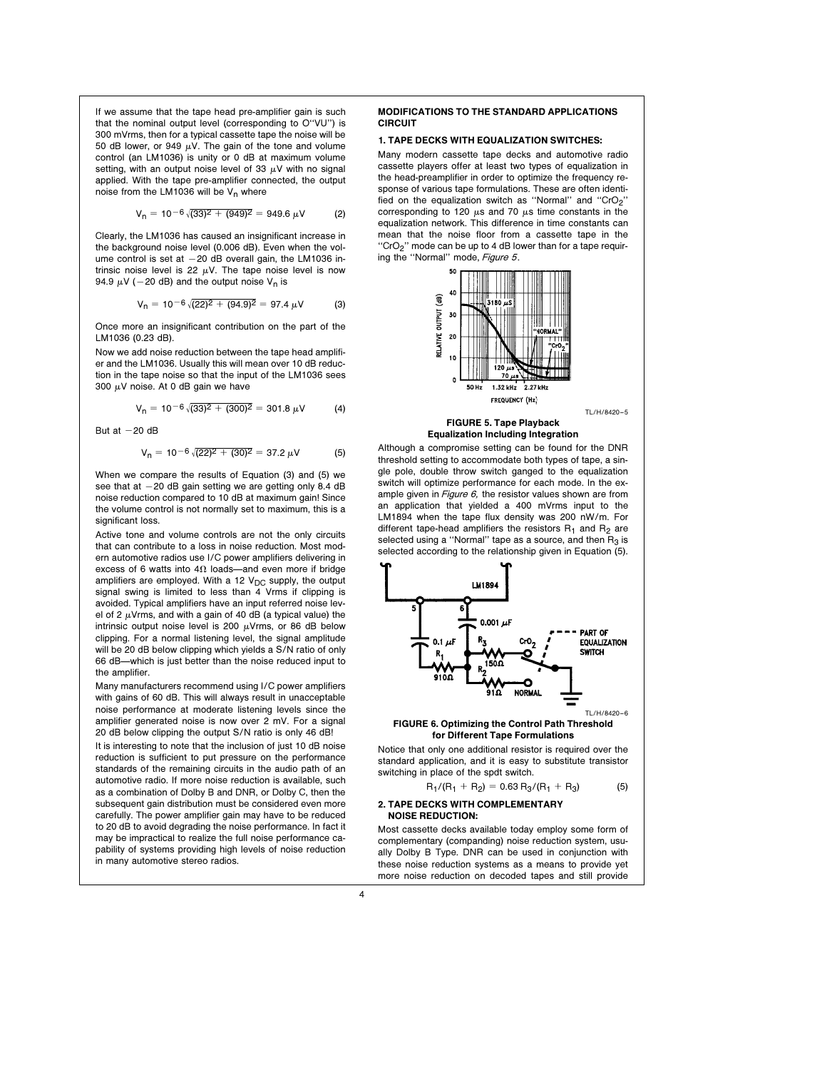If we assume that the tape head pre-amplifier gain is such that the nominal output level (corresponding to O"VU") is 300 mVrms, then for a typical cassette tape the noise will be 50 dB lower, or 949 µV. The gain of the tone and volume control (an LM1036) is unity or 0 dB at maximum volume setting, with an output noise level of 33 µV with no signal applied. With the tape pre-amplifier connected, the output noise from the LM1036 will be $V_n$ where

$$V_n = 10^{-6}\sqrt{(33)^2 + (949)^2} = 949.6\ \mu V \qquad (2)$$

Clearly, the LM1036 has caused an insignificant increase in the background noise level (0.006 dB). Even when the volume control is set at −20 dB overall gain, the LM1036 intrinsic noise level is 22 µV. The tape noise level is now 94.9 µV (−20 dB) and the output noise $V_n$ is

$$V_n = 10^{-6}\sqrt{(22)^2 + (94.9)^2} = 97.4\ \mu V \qquad (3)$$

Once more an insignificant contribution on the part of the LM1036 (0.23 dB).

Now we add noise reduction between the tape head amplifier and the LM1036. Usually this will mean over 10 dB reduction in the tape noise so that the input of the LM1036 sees 300 µV noise. At 0 dB gain we have

$$V_n = 10^{-6}\sqrt{(33)^2 + (300)^2} = 301.8\ \mu V \qquad (4)$$

But at −20 dB

$$V_n = 10^{-6}\sqrt{(22)^2 + (30)^2} = 37.2\ \mu V \qquad (5)$$

When we compare the results of Equation (3) and (5) we see that at −20 dB gain setting we are getting only 8.4 dB noise reduction compared to 10 dB at maximum gain! Since the volume control is not normally set to maximum, this is a significant loss.

Active tone and volume controls are not the only circuits that can contribute to a loss in noise reduction. Most modern automotive radios use I/C power amplifiers delivering in excess of 6 watts into 4Ω loads—and even more if bridge amplifiers are employed. With a 12 $V_{DC}$ supply, the output signal swing is limited to less than 4 Vrms if clipping is avoided. Typical amplifiers have an input referred noise level of 2 µVrms, and with a gain of 40 dB (a typical value) the intrinsic output noise level is 200 µVrms, or 86 dB below clipping. For a normal listening level, the signal amplitude will be 20 dB below clipping which yields a S/N ratio of only 66 dB—which is just better than the noise reduced input to the amplifier.

Many manufacturers recommend using I/C power amplifiers with gains of 60 dB. This will always result in unacceptable noise performance at moderate listening levels since the amplifier generated noise is now over 2 mV. For a signal 20 dB below clipping the output S/N ratio is only 46 dB!

It is interesting to note that the inclusion of just 10 dB noise reduction is sufficient to put pressure on the performance standards of the remaining circuits in the audio path of an automotive radio. If more noise reduction is available, such as a combination of Dolby B and DNR, or Dolby C, then the subsequent gain distribution must be considered even more carefully. The power amplifier gain may have to be reduced to 20 dB to avoid degrading the noise performance. In fact it may be impractical to realize the full noise performance capability of systems providing high levels of noise reduction in many automotive stereo radios.

## MODIFICATIONS TO THE STANDARD APPLICATIONS CIRCUIT

### 1. TAPE DECKS WITH EQUALIZATION SWITCHES:

Many modern cassette tape decks and automotive radio cassette players offer at least two types of equalization in the head-preamplifier in order to optimize the frequency response of various tape formulations. These are often identified on the equalization switch as "Normal" and "$CrO_2$" corresponding to 120 µs and 70 µs time constants in the equalization network. This difference in time constants can mean that the noise floor from a cassette tape in the "$CrO_2$" mode can be up to 4 dB lower than for a tape requiring the "Normal" mode, *Figure 5*.

TL/H/8420–5

**FIGURE 5. Tape Playback Equalization Including Integration**

Although a compromise setting can be found for the DNR threshold setting to accommodate both types of tape, a single pole, double throw switch ganged to the equalization switch will optimize performance for each mode. In the example given in *Figure 6,* the resistor values shown are from an application that yielded a 400 mVrms input to the LM1894 when the tape flux density was 200 nW/m. For different tape-head amplifiers the resistors $R_1$ and $R_2$ are selected using a "Normal" tape as a source, and then $R_3$ is selected according to the relationship given in Equation (5).

TL/H/8420–6

**FIGURE 6. Optimizing the Control Path Threshold for Different Tape Formulations**

Notice that only one additional resistor is required over the standard application, and it is easy to substitute transistor switching in place of the spdt switch.

$$R_1/(R_1 + R_2) = 0.63\, R_3/(R_1 + R_3) \qquad (5)$$

### 2. TAPE DECKS WITH COMPLEMENTARY NOISE REDUCTION:

Most cassette decks available today employ some form of complementary (companding) noise reduction system, usually Dolby B Type. DNR can be used in conjunction with these noise reduction systems as a means to provide yet more noise reduction on decoded tapes and still provide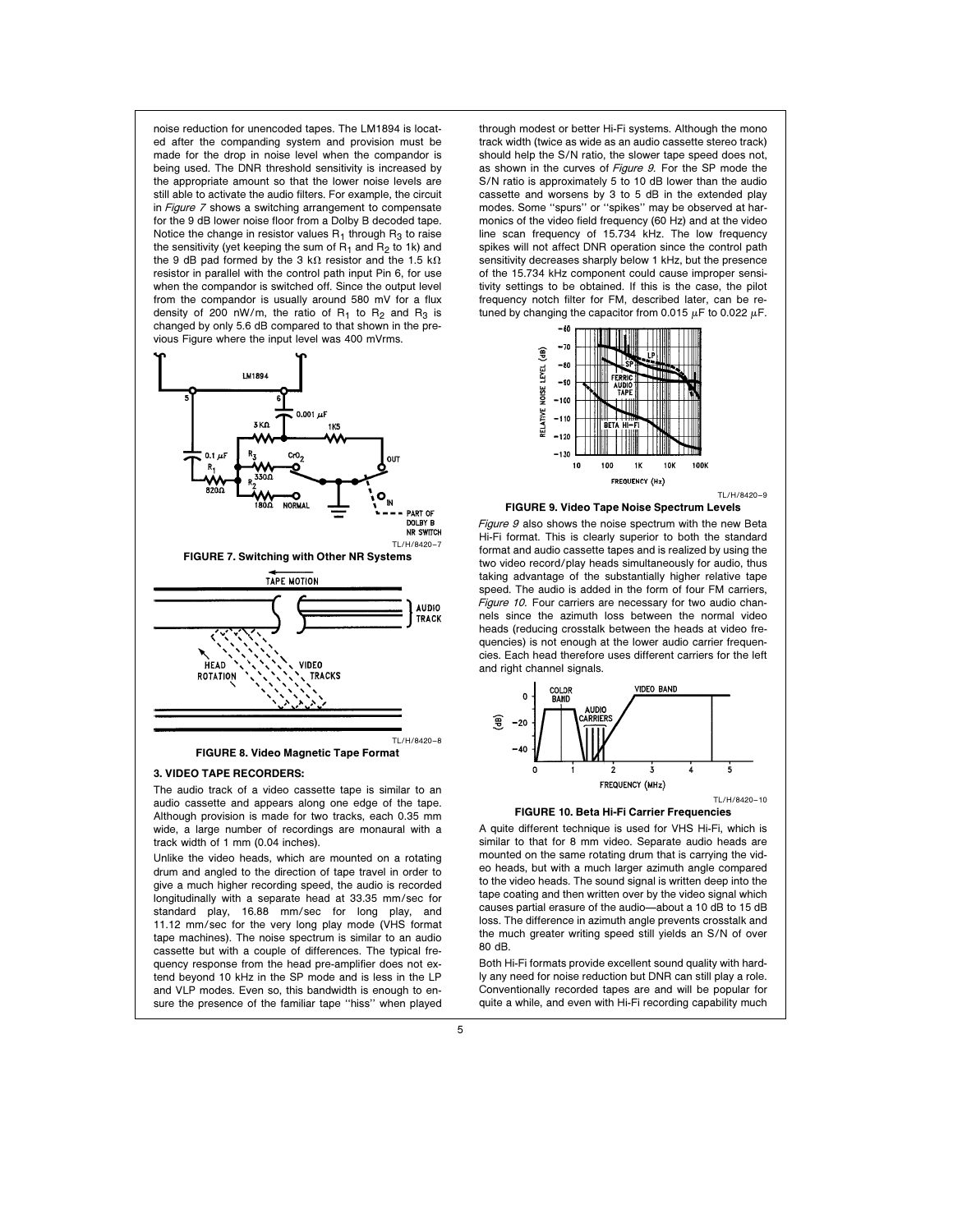noise reduction for unencoded tapes. The LM1894 is located after the companding system and provision must be made for the drop in noise level when the compandor is being used. The DNR threshold sensitivity is increased by the appropriate amount so that the lower noise levels are still able to activate the audio filters. For example, the circuit in *Figure 7* shows a switching arrangement to compensate for the 9 dB lower noise floor from a Dolby B decoded tape. Notice the change in resistor values $R_1$ through $R_3$ to raise the sensitivity (yet keeping the sum of $R_1$ and $R_2$ to 1k) and the 9 dB pad formed by the 3 kΩ resistor and the 1.5 kΩ resistor in parallel with the control path input Pin 6, for use when the compandor is switched off. Since the output level from the compandor is usually around 580 mV for a flux density of 200 nW/m, the ratio of $R_1$ to $R_2$ and $R_3$ is changed by only 5.6 dB compared to that shown in the previous Figure where the input level was 400 mVrms.

**FIGURE 7. Switching with Other NR Systems**

**FIGURE 8. Video Magnetic Tape Format**

### 3. VIDEO TAPE RECORDERS:

The audio track of a video cassette tape is similar to an audio cassette and appears along one edge of the tape. Although provision is made for two tracks, each 0.35 mm wide, a large number of recordings are monaural with a track width of 1 mm (0.04 inches).

Unlike the video heads, which are mounted on a rotating drum and angled to the direction of tape travel in order to give a much higher recording speed, the audio is recorded longitudinally with a separate head at 33.35 mm/sec for standard play, 16.88 mm/sec for long play, and 11.12 mm/sec for the very long play mode (VHS format tape machines). The noise spectrum is similar to an audio cassette but with a couple of differences. The typical frequency response from the head pre-amplifier does not extend beyond 10 kHz in the SP mode and is less in the LP and VLP modes. Even so, this bandwidth is enough to ensure the presence of the familiar tape "hiss" when played through modest or better Hi-Fi systems. Although the mono track width (twice as wide as an audio cassette stereo track) should help the S/N ratio, the slower tape speed does not, as shown in the curves of *Figure 9*. For the SP mode the S/N ratio is approximately 5 to 10 dB lower than the audio cassette and worsens by 3 to 5 dB in the extended play modes. Some "spurs" or "spikes" may be observed at harmonics of the video field frequency (60 Hz) and at the video line scan frequency of 15.734 kHz. The low frequency spikes will not affect DNR operation since the control path sensitivity decreases sharply below 1 kHz, but the presence of the 15.734 kHz component could cause improper sensitivity settings to be obtained. If this is the case, the pilot frequency notch filter for FM, described later, can be retuned by changing the capacitor from 0.015 µF to 0.022 µF.

**FIGURE 9. Video Tape Noise Spectrum Levels**

*Figure 9* also shows the noise spectrum with the new Beta Hi-Fi format. This is clearly superior to both the standard format and audio cassette tapes and is realized by using the two video record/play heads simultaneously for audio, thus taking advantage of the substantially higher relative tape speed. The audio is added in the form of four FM carriers, *Figure 10*. Four carriers are necessary for two audio channels since the azimuth loss between the normal video heads (reducing crosstalk between the heads at video frequencies) is not enough at the lower audio carrier frequencies. Each head therefore uses different carriers for the left and right channel signals.

**FIGURE 10. Beta Hi-Fi Carrier Frequencies**

A quite different technique is used for VHS Hi-Fi, which is similar to that for 8 mm video. Separate audio heads are mounted on the same rotating drum that is carrying the video heads, but with a much larger azimuth angle compared to the video heads. The sound signal is written deep into the tape coating and then written over by the video signal which causes partial erasure of the audio—about a 10 dB to 15 dB loss. The difference in azimuth angle prevents crosstalk and the much greater writing speed still yields an S/N of over 80 dB.

Both Hi-Fi formats provide excellent sound quality with hardly any need for noise reduction but DNR can still play a role. Conventionally recorded tapes are and will be popular for quite a while, and even with Hi-Fi recording capability much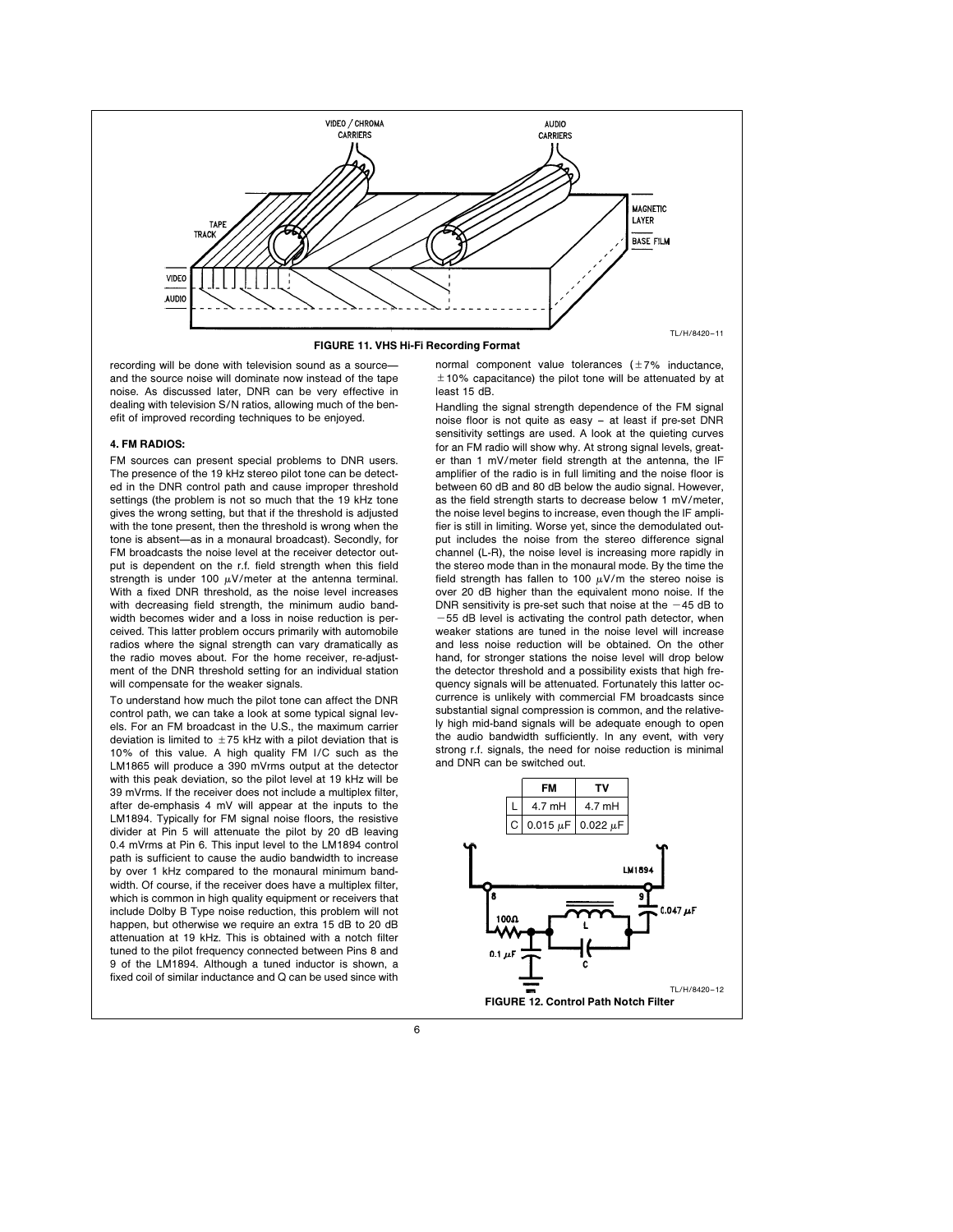**FIGURE 11. VHS Hi-Fi Recording Format**

recording will be done with television sound as a source—and the source noise will dominate now instead of the tape noise. As discussed later, DNR can be very effective in dealing with television S/N ratios, allowing much of the benefit of improved recording techniques to be enjoyed.

### 4. FM RADIOS:

FM sources can present special problems to DNR users. The presence of the 19 kHz stereo pilot tone can be detected in the DNR control path and cause improper threshold settings (the problem is not so much that the 19 kHz tone gives the wrong setting, but that if the threshold is adjusted with the tone present, then the threshold is wrong when the tone is absent—as in a monaural broadcast). Secondly, for FM broadcasts the noise level at the receiver detector output is dependent on the r.f. field strength when this field strength is under 100 μV/meter at the antenna terminal. With a fixed DNR threshold, as the noise level increases with decreasing field strength, the minimum audio bandwidth becomes wider and a loss in noise reduction is perceived. This latter problem occurs primarily with automobile radios where the signal strength can vary dramatically as the radio moves about. For the home receiver, re-adjustment of the DNR threshold setting for an individual station will compensate for the weaker signals.

To understand how much the pilot tone can affect the DNR control path, we can take a look at some typical signal levels. For an FM broadcast in the U.S., the maximum carrier deviation is limited to ±75 kHz with a pilot deviation that is 10% of this value. A high quality FM I/C such as the LM1865 will produce a 390 mVrms output at the detector with this peak deviation, so the pilot level at 19 kHz will be 39 mVrms. If the receiver does not include a multiplex filter, after de-emphasis 4 mV will appear at the inputs to the LM1894. Typically for FM signal noise floors, the resistive divider at Pin 5 will attenuate the pilot by 20 dB leaving 0.4 mVrms at Pin 6. This input level to the LM1894 control path is sufficient to cause the audio bandwidth to increase by over 1 kHz compared to the monaural minimum bandwidth. Of course, if the receiver does have a multiplex filter, which is common in high quality equipment or receivers that include Dolby B Type noise reduction, this problem will not happen, but otherwise we require an extra 15 dB to 20 dB attenuation at 19 kHz. This is obtained with a notch filter tuned to the pilot frequency connected between Pins 8 and 9 of the LM1894. Although a tuned inductor is shown, a fixed coil of similar inductance and Q can be used since with normal component value tolerances (±7% inductance, ±10% capacitance) the pilot tone will be attenuated by at least 15 dB.

Handling the signal strength dependence of the FM signal noise floor is not quite as easy – at least if pre-set DNR sensitivity settings are used. A look at the quieting curves for an FM radio will show why. At strong signal levels, greater than 1 mV/meter field strength at the antenna, the IF amplifier of the radio is in full limiting and the noise floor is between 60 dB and 80 dB below the audio signal. However, as the field strength starts to decrease below 1 mV/meter, the noise level begins to increase, even though the IF amplifier is still in limiting. Worse yet, since the demodulated output includes the noise from the stereo difference signal channel (L-R), the noise level is increasing more rapidly in the stereo mode than in the monaural mode. By the time the field strength has fallen to 100 μV/m the stereo noise is over 20 dB higher than the equivalent mono noise. If the DNR sensitivity is pre-set such that noise at the −45 dB to −55 dB level is activating the control path detector, when weaker stations are tuned in the noise level will increase and less noise reduction will be obtained. On the other hand, for stronger stations the noise level will drop below the detector threshold and a possibility exists that high frequency signals will be attenuated. Fortunately this latter occurrence is unlikely with commercial FM broadcasts since substantial signal compression is common, and the relatively high mid-band signals will be adequate enough to open the audio bandwidth sufficiently. In any event, with very strong r.f. signals, the need for noise reduction is minimal and DNR can be switched out.

| | FM | TV |
|---|---|---|
| L | 4.7 mH | 4.7 mH |
| C | 0.015 μF | 0.022 μF |

**FIGURE 12. Control Path Notch Filter**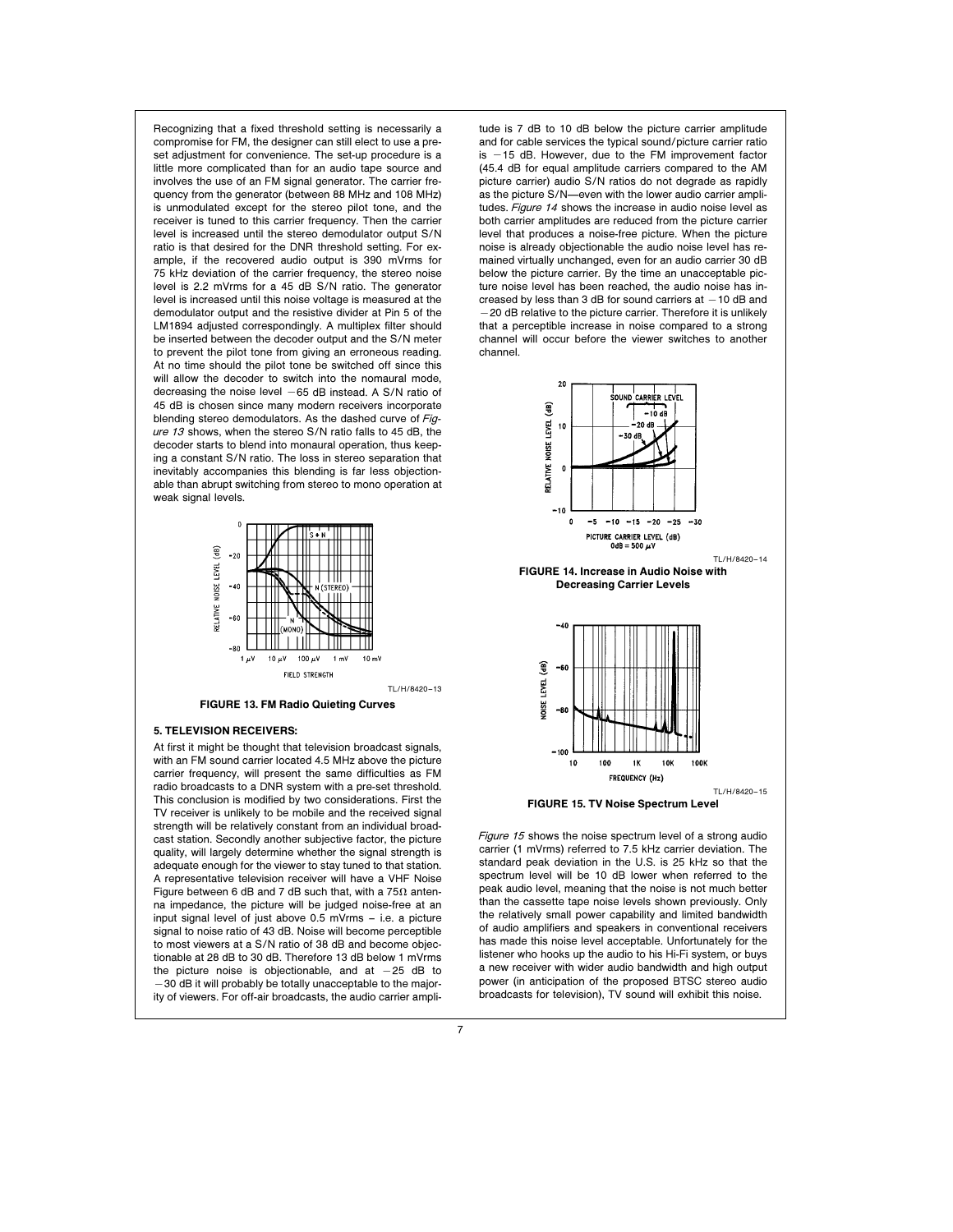Recognizing that a fixed threshold setting is necessarily a compromise for FM, the designer can still elect to use a preset adjustment for convenience. The set-up procedure is a little more complicated than for an audio tape source and involves the use of an FM signal generator. The carrier frequency from the generator (between 88 MHz and 108 MHz) is unmodulated except for the stereo pilot tone, and the receiver is tuned to this carrier frequency. Then the carrier level is increased until the stereo demodulator output S/N ratio is that desired for the DNR threshold setting. For example, if the recovered audio output is 390 mVrms for 75 kHz deviation of the carrier frequency, the stereo noise level is 2.2 mVrms for a 45 dB S/N ratio. The generator level is increased until this noise voltage is measured at the demodulator output and the resistive divider at Pin 5 of the LM1894 adjusted correspondingly. A multiplex filter should be inserted between the decoder output and the S/N meter to prevent the pilot tone from giving an erroneous reading. At no time should the pilot tone be switched off since this will allow the decoder to switch into the nomaural mode, decreasing the noise level −65 dB instead. A S/N ratio of 45 dB is chosen since many modern receivers incorporate blending stereo demodulators. As the dashed curve of *Figure 13* shows, when the stereo S/N ratio falls to 45 dB, the decoder starts to blend into monaural operation, thus keeping a constant S/N ratio. The loss in stereo separation that inevitably accompanies this blending is far less objectionable than abrupt switching from stereo to mono operation at weak signal levels.

TL/H/8420–13

**FIGURE 13. FM Radio Quieting Curves**

### 5. TELEVISION RECEIVERS:

At first it might be thought that television broadcast signals, with an FM sound carrier located 4.5 MHz above the picture carrier frequency, will present the same difficulties as FM radio broadcasts to a DNR system with a pre-set threshold. This conclusion is modified by two considerations. First the TV receiver is unlikely to be mobile and the received signal strength will be relatively constant from an individual broadcast station. Secondly another subjective factor, the picture quality, will largely determine whether the signal strength is adequate enough for the viewer to stay tuned to that station. A representative television receiver will have a VHF Noise Figure between 6 dB and 7 dB such that, with a 75Ω antenna impedance, the picture will be judged noise-free at an input signal level of just above 0.5 mVrms – i.e. a picture signal to noise ratio of 43 dB. Noise will become perceptible to most viewers at a S/N ratio of 38 dB and become objectionable at 28 dB to 30 dB. Therefore 13 dB below 1 mVrms the picture noise is objectionable, and at −25 dB to −30 dB it will probably be totally unacceptable to the majority of viewers. For off-air broadcasts, the audio carrier amplitude is 7 dB to 10 dB below the picture carrier amplitude and for cable services the typical sound/picture carrier ratio is −15 dB. However, due to the FM improvement factor (45.4 dB for equal amplitude carriers compared to the AM picture carrier) audio S/N ratios do not degrade as rapidly as the picture S/N—even with the lower audio carrier amplitudes. *Figure 14* shows the increase in audio noise level as both carrier amplitudes are reduced from the picture carrier level that produces a noise-free picture. When the picture noise is already objectionable the audio noise level has remained virtually unchanged, even for an audio carrier 30 dB below the picture carrier. By the time an unacceptable picture noise level has been reached, the audio noise has increased by less than 3 dB for sound carriers at −10 dB and −20 dB relative to the picture carrier. Therefore it is unlikely that a perceptible increase in noise compared to a strong channel will occur before the viewer switches to another channel.

TL/H/8420–14

**FIGURE 14. Increase in Audio Noise with Decreasing Carrier Levels**

TL/H/8420–15

**FIGURE 15. TV Noise Spectrum Level**

*Figure 15* shows the noise spectrum level of a strong audio carrier (1 mVrms) referred to 7.5 kHz carrier deviation. The standard peak deviation in the U.S. is 25 kHz so that the spectrum level will be 10 dB lower when referred to the peak audio level, meaning that the noise is not much better than the cassette tape noise levels shown previously. Only the relatively small power capability and limited bandwidth of audio amplifiers and speakers in conventional receivers has made this noise level acceptable. Unfortunately for the listener who hooks up the audio to his Hi-Fi system, or buys a new receiver with wider audio bandwidth and high output power (in anticipation of the proposed BTSC stereo audio broadcasts for television), TV sound will exhibit this noise.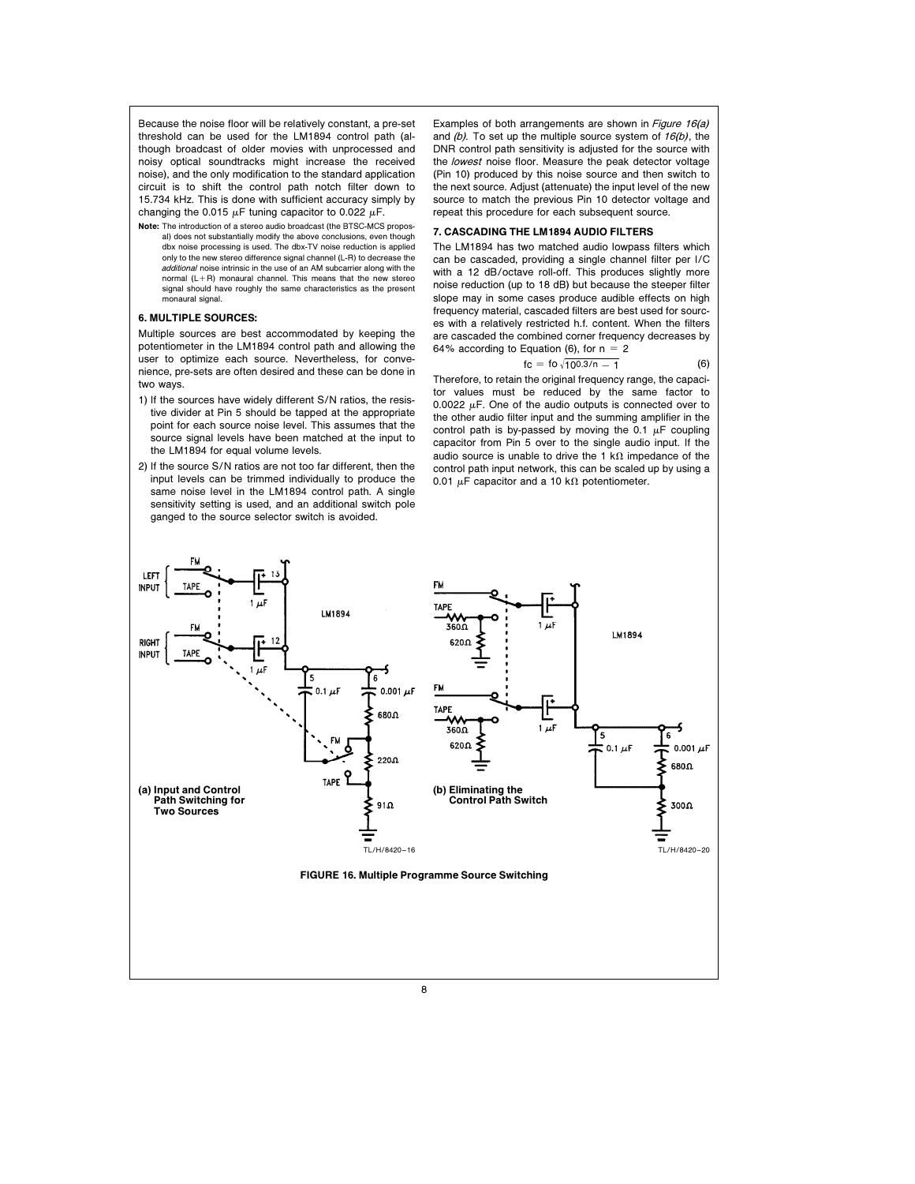Because the noise floor will be relatively constant, a pre-set threshold can be used for the LM1894 control path (although broadcast of older movies with unprocessed and noisy optical soundtracks might increase the received noise), and the only modification to the standard application circuit is to shift the control path notch filter down to 15.734 kHz. This is done with sufficient accuracy simply by changing the 0.015 µF tuning capacitor to 0.022 µF.

**Note:** The introduction of a stereo audio broadcast (the BTSC-MCS proposal) does not substantially modify the above conclusions, even though dbx noise processing is used. The dbx-TV noise reduction is applied only to the new stereo difference signal channel (L-R) to decrease the *additional* noise intrinsic in the use of an AM subcarrier along with the normal (L+R) monaural channel. This means that the new stereo signal should have roughly the same characteristics as the present monaural signal.

### 6. MULTIPLE SOURCES:

Multiple sources are best accommodated by keeping the potentiometer in the LM1894 control path and allowing the user to optimize each source. Nevertheless, for convenience, pre-sets are often desired and these can be done in two ways.

1) If the sources have widely different S/N ratios, the resistive divider at Pin 5 should be tapped at the appropriate point for each source noise level. This assumes that the source signal levels have been matched at the input to the LM1894 for equal volume levels.

2) If the source S/N ratios are not too far different, then the input levels can be trimmed individually to produce the same noise level in the LM1894 control path. A single sensitivity setting is used, and an additional switch pole ganged to the source selector switch is avoided.

Examples of both arrangements are shown in *Figure 16(a)* and *(b)*. To set up the multiple source system of *16(b)*, the DNR control path sensitivity is adjusted for the source with the *lowest* noise floor. Measure the peak detector voltage (Pin 10) produced by this noise source and then switch to the next source. Adjust (attenuate) the input level of the new source to match the previous Pin 10 detector voltage and repeat this procedure for each subsequent source.

### 7. CASCADING THE LM1894 AUDIO FILTERS

The LM1894 has two matched audio lowpass filters which can be cascaded, providing a single channel filter per I/C with a 12 dB/octave roll-off. This produces slightly more noise reduction (up to 18 dB) but because the steeper filter slope may in some cases produce audible effects on high frequency material, cascaded filters are best used for sources with a relatively restricted h.f. content. When the filters are cascaded the combined corner frequency decreases by 64% according to Equation (6), for $n = 2$

$$f_c = f_o \sqrt{10^{0.3/n} - 1} \tag{6}$$

Therefore, to retain the original frequency range, the capacitor values must be reduced by the same factor to 0.0022 µF. One of the audio outputs is connected over to the other audio filter input and the summing amplifier in the control path is by-passed by moving the 0.1 µF coupling capacitor from Pin 5 over to the single audio input. If the audio source is unable to drive the 1 kΩ impedance of the control path input network, this can be scaled up by using a 0.01 µF capacitor and a 10 kΩ potentiometer.

(a) Input and Control Path Switching for Two Sources

TL/H/8420–16

(b) Eliminating the Control Path Switch

TL/H/8420–20

**FIGURE 16. Multiple Programme Source Switching**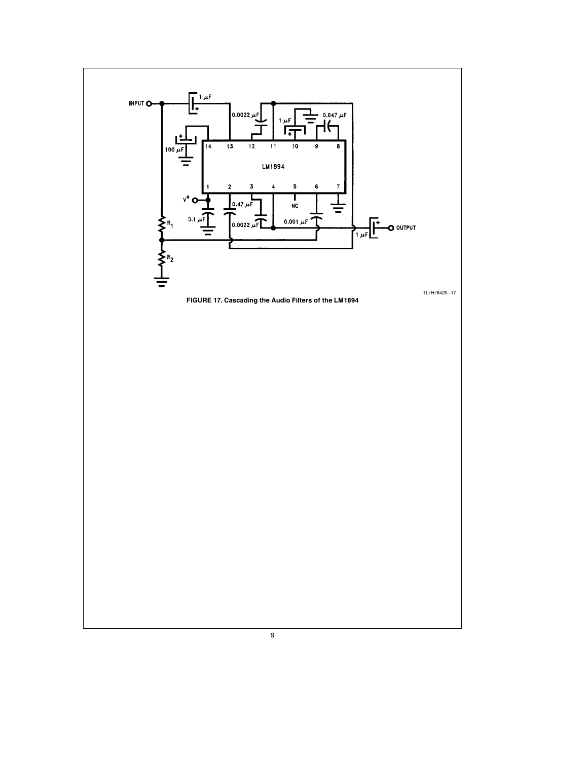FIGURE 17. Cascading the Audio Filters of the LM1894

TL/H/8420–17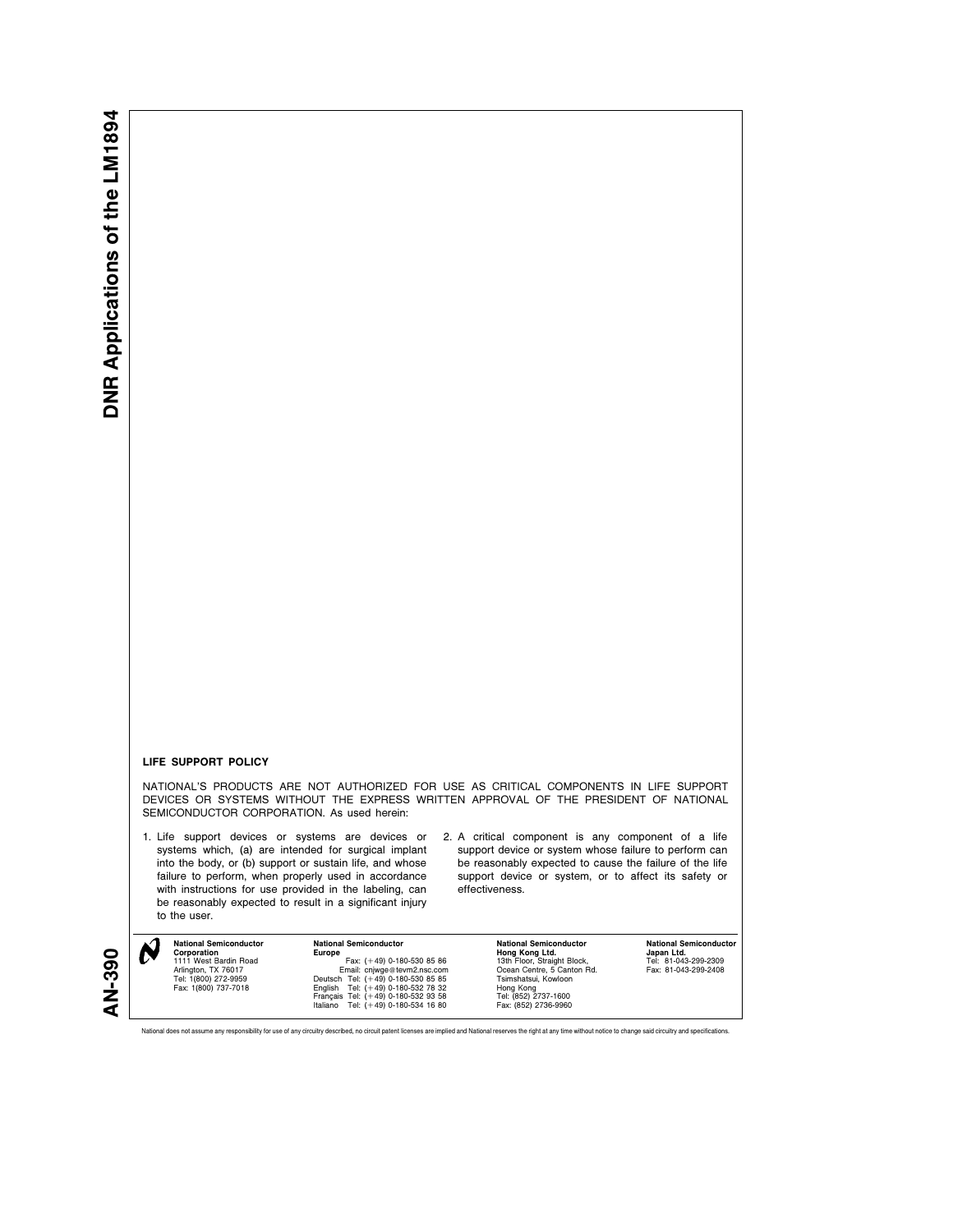### LIFE SUPPORT POLICY

NATIONAL'S PRODUCTS ARE NOT AUTHORIZED FOR USE AS CRITICAL COMPONENTS IN LIFE SUPPORT DEVICES OR SYSTEMS WITHOUT THE EXPRESS WRITTEN APPROVAL OF THE PRESIDENT OF NATIONAL SEMICONDUCTOR CORPORATION. As used herein:

1. Life support devices or systems are devices or systems which, (a) are intended for surgical implant into the body, or (b) support or sustain life, and whose failure to perform, when properly used in accordance with instructions for use provided in the labeling, can be reasonably expected to result in a significant injury to the user.
2. A critical component is any component of a life support device or system whose failure to perform can be reasonably expected to cause the failure of the life support device or system, or to affect its safety or effectiveness.

**National Semiconductor Corporation**
1111 West Bardin Road
Arlington, TX 76017
Tel: 1(800) 272-9959
Fax: 1(800) 737-7018

**National Semiconductor Europe**
Fax: (+49) 0-180-530 85 86
Email: cnjwge@tevm2.nsc.com
Deutsch Tel: (+49) 0-180-530 85 85
English Tel: (+49) 0-180-532 78 32
Français Tel: (+49) 0-180-532 93 58
Italiano Tel: (+49) 0-180-534 16 80

**National Semiconductor Hong Kong Ltd.**
13th Floor, Straight Block,
Ocean Centre, 5 Canton Rd.
Tsimshatsui, Kowloon
Hong Kong
Tel: (852) 2737-1600
Fax: (852) 2736-9960

**National Semiconductor Japan Ltd.**
Tel: 81-043-299-2309
Fax: 81-043-299-2408

National does not assume any responsibility for use of any circuitry described, no circuit patent licenses are implied and National reserves the right at any time without notice to change said circuitry and specifications.